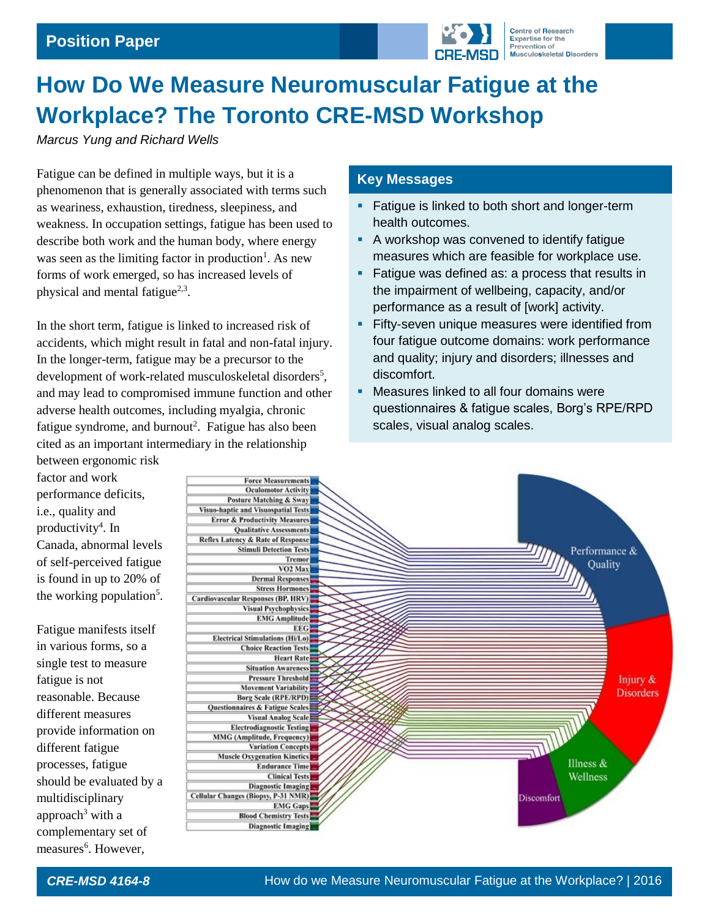Position Paper

# How Do We Measure Neuromuscular Fatigue at the Workplace? The Toronto CRE-MSD Workshop

*Marcus Yung and Richard Wells*

Fatigue can be defined in multiple ways, but it is a phenomenon that is generally associated with terms such as weariness, exhaustion, tiredness, sleepiness, and weakness. In occupation settings, fatigue has been used to describe both work and the human body, where energy was seen as the limiting factor in production[1]. As new forms of work emerged, so has increased levels of physical and mental fatigue[2,3].

In the short term, fatigue is linked to increased risk of accidents, which might result in fatal and non-fatal injury. In the longer-term, fatigue may be a precursor to the development of work-related musculoskeletal disorders[5], and may lead to compromised immune function and other adverse health outcomes, including myalgia, chronic fatigue syndrome, and burnout[2]. Fatigue has also been cited as an important intermediary in the relationship between ergonomic risk factor and work performance deficits, i.e., quality and productivity[4]. In Canada, abnormal levels of self-perceived fatigue is found in up to 20% of the working population[5].

Fatigue manifests itself in various forms, so a single test to measure fatigue is not reasonable. Because different measures provide information on different fatigue processes, fatigue should be evaluated by a multidisciplinary approach[3] with a complementary set of measures[6]. However,

## Key Messages

- Fatigue is linked to both short and longer-term health outcomes.
- A workshop was convened to identify fatigue measures which are feasible for workplace use.
- Fatigue was defined as: a process that results in the impairment of wellbeing, capacity, and/or performance as a result of [work] activity.
- Fifty-seven unique measures were identified from four fatigue outcome domains: work performance and quality; injury and disorders; illnesses and discomfort.
- Measures linked to all four domains were questionnaires & fatigue scales, Borg's RPE/RPD scales, visual analog scales.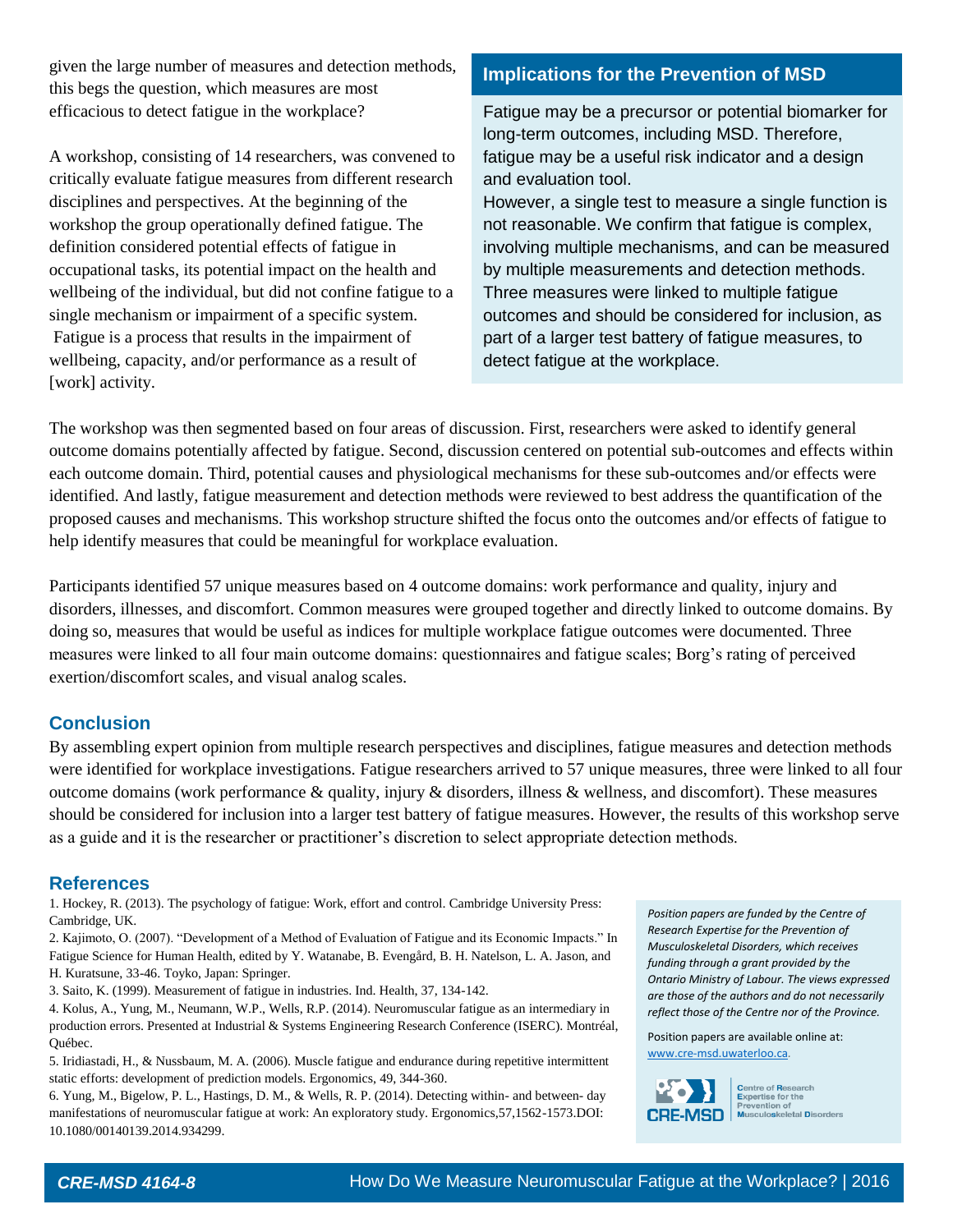given the large number of measures and detection methods, this begs the question, which measures are most efficacious to detect fatigue in the workplace?

A workshop, consisting of 14 researchers, was convened to critically evaluate fatigue measures from different research disciplines and perspectives. At the beginning of the workshop the group operationally defined fatigue. The definition considered potential effects of fatigue in occupational tasks, its potential impact on the health and wellbeing of the individual, but did not confine fatigue to a single mechanism or impairment of a specific system. Fatigue is a process that results in the impairment of wellbeing, capacity, and/or performance as a result of [work] activity.

## Implications for the Prevention of MSD

Fatigue may be a precursor or potential biomarker for long-term outcomes, including MSD. Therefore, fatigue may be a useful risk indicator and a design and evaluation tool.

However, a single test to measure a single function is not reasonable. We confirm that fatigue is complex, involving multiple mechanisms, and can be measured by multiple measurements and detection methods. Three measures were linked to multiple fatigue outcomes and should be considered for inclusion, as part of a larger test battery of fatigue measures, to detect fatigue at the workplace.

The workshop was then segmented based on four areas of discussion. First, researchers were asked to identify general outcome domains potentially affected by fatigue. Second, discussion centered on potential sub-outcomes and effects within each outcome domain. Third, potential causes and physiological mechanisms for these sub-outcomes and/or effects were identified. And lastly, fatigue measurement and detection methods were reviewed to best address the quantification of the proposed causes and mechanisms. This workshop structure shifted the focus onto the outcomes and/or effects of fatigue to help identify measures that could be meaningful for workplace evaluation.

Participants identified 57 unique measures based on 4 outcome domains: work performance and quality, injury and disorders, illnesses, and discomfort. Common measures were grouped together and directly linked to outcome domains. By doing so, measures that would be useful as indices for multiple workplace fatigue outcomes were documented. Three measures were linked to all four main outcome domains: questionnaires and fatigue scales; Borg's rating of perceived exertion/discomfort scales, and visual analog scales.

## Conclusion

By assembling expert opinion from multiple research perspectives and disciplines, fatigue measures and detection methods were identified for workplace investigations. Fatigue researchers arrived to 57 unique measures, three were linked to all four outcome domains (work performance & quality, injury & disorders, illness & wellness, and discomfort). These measures should be considered for inclusion into a larger test battery of fatigue measures. However, the results of this workshop serve as a guide and it is the researcher or practitioner's discretion to select appropriate detection methods.

## References

1. Hockey, R. (2013). The psychology of fatigue: Work, effort and control. Cambridge University Press: Cambridge, UK.
2. Kajimoto, O. (2007). "Development of a Method of Evaluation of Fatigue and its Economic Impacts." In Fatigue Science for Human Health, edited by Y. Watanabe, B. Evengård, B. H. Natelson, L. A. Jason, and H. Kuratsune, 33-46. Toyko, Japan: Springer.
3. Saito, K. (1999). Measurement of fatigue in industries. Ind. Health, 37, 134-142.
4. Kolus, A., Yung, M., Neumann, W.P., Wells, R.P. (2014). Neuromuscular fatigue as an intermediary in production errors. Presented at Industrial & Systems Engineering Research Conference (ISERC). Montréal, Québec.
5. Iridiastadi, H., & Nussbaum, M. A. (2006). Muscle fatigue and endurance during repetitive intermittent static efforts: development of prediction models. Ergonomics, 49, 344-360.
6. Yung, M., Bigelow, P. L., Hastings, D. M., & Wells, R. P. (2014). Detecting within- and between- day manifestations of neuromuscular fatigue at work: An exploratory study. Ergonomics,57,1562-1573.DOI: 10.1080/00140139.2014.934299.

*Position papers are funded by the Centre of Research Expertise for the Prevention of Musculoskeletal Disorders, which receives funding through a grant provided by the Ontario Ministry of Labour. The views expressed are those of the authors and do not necessarily reflect those of the Centre nor of the Province.*

Position papers are available online at: [www.cre-msd.uwaterloo.ca](http://www.cre-msd.uwaterloo.ca).

CRE-MSD Centre of Research Expertise for the Prevention of Musculoskeletal Disorders